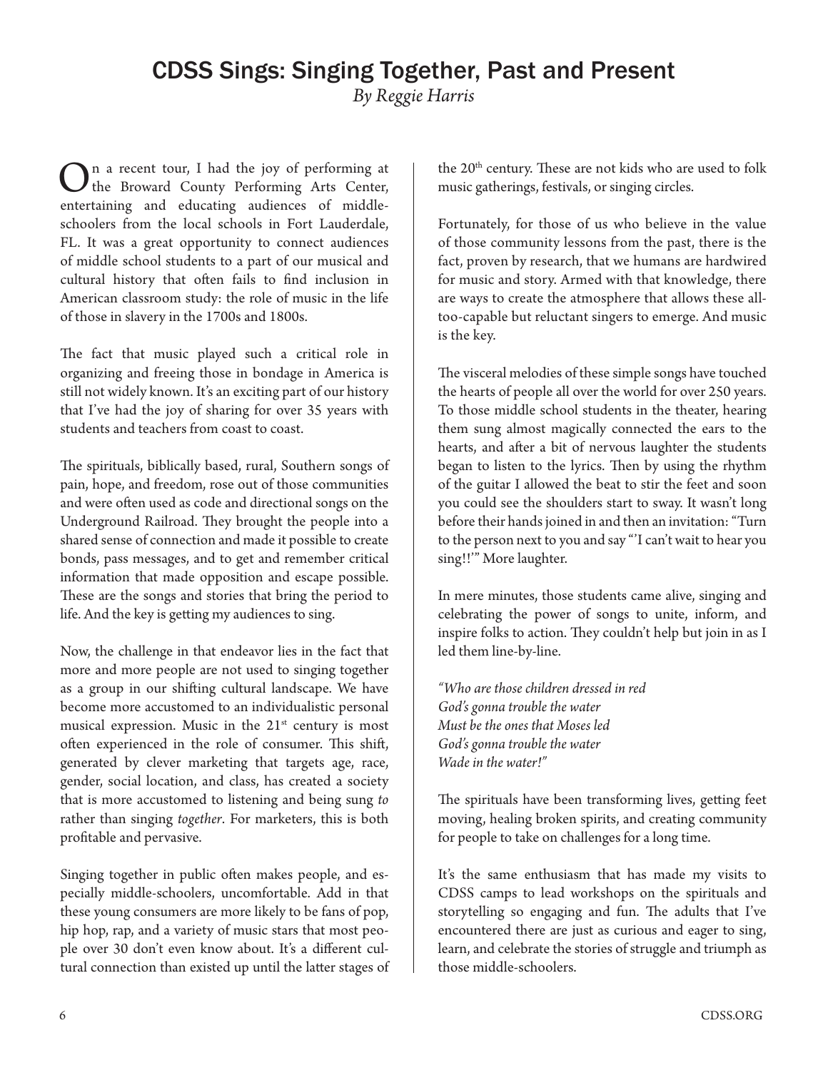# CDSS Sings: Singing Together, Past and Present

*By Reggie Harris*

On a recent tour, I had the joy of performing at the Broward County Performing Arts Center, entertaining and educating audiences of middle-schoolers from the local schools in Fort Lauderdale, FL. It was a great opportunity to connect audiences of middle school students to a part of our musical and cultural history that often fails to find inclusion in American classroom study: the role of music in the life of those in slavery in the 1700s and 1800s.

The fact that music played such a critical role in organizing and freeing those in bondage in America is still not widely known. It's an exciting part of our history that I've had the joy of sharing for over 35 years with students and teachers from coast to coast.

The spirituals, biblically based, rural, Southern songs of pain, hope, and freedom, rose out of those communities and were often used as code and directional songs on the Underground Railroad. They brought the people into a shared sense of connection and made it possible to create bonds, pass messages, and to get and remember critical information that made opposition and escape possible. These are the songs and stories that bring the period to life. And the key is getting my audiences to sing.

Now, the challenge in that endeavor lies in the fact that more and more people are not used to singing together as a group in our shifting cultural landscape. We have become more accustomed to an individualistic personal musical expression. Music in the 21st century is most often experienced in the role of consumer. This shift, generated by clever marketing that targets age, race, gender, social location, and class, has created a society that is more accustomed to listening and being sung *to* rather than singing *together*. For marketers, this is both profitable and pervasive.

Singing together in public often makes people, and especially middle-schoolers, uncomfortable. Add in that these young consumers are more likely to be fans of pop, hip hop, rap, and a variety of music stars that most people over 30 don't even know about. It's a different cultural connection than existed up until the latter stages of the 20th century. These are not kids who are used to folk music gatherings, festivals, or singing circles.

Fortunately, for those of us who believe in the value of those community lessons from the past, there is the fact, proven by research, that we humans are hardwired for music and story. Armed with that knowledge, there are ways to create the atmosphere that allows these all-too-capable but reluctant singers to emerge. And music is the key.

The visceral melodies of these simple songs have touched the hearts of people all over the world for over 250 years. To those middle school students in the theater, hearing them sung almost magically connected the ears to the hearts, and after a bit of nervous laughter the students began to listen to the lyrics. Then by using the rhythm of the guitar I allowed the beat to stir the feet and soon you could see the shoulders start to sway. It wasn't long before their hands joined in and then an invitation: "Turn to the person next to you and say "'I can't wait to hear you sing!!'" More laughter.

In mere minutes, those students came alive, singing and celebrating the power of songs to unite, inform, and inspire folks to action. They couldn't help but join in as I led them line-by-line.

*"Who are those children dressed in red*
*God's gonna trouble the water*
*Must be the ones that Moses led*
*God's gonna trouble the water*
*Wade in the water!"*

The spirituals have been transforming lives, getting feet moving, healing broken spirits, and creating community for people to take on challenges for a long time.

It's the same enthusiasm that has made my visits to CDSS camps to lead workshops on the spirituals and storytelling so engaging and fun. The adults that I've encountered there are just as curious and eager to sing, learn, and celebrate the stories of struggle and triumph as those middle-schoolers.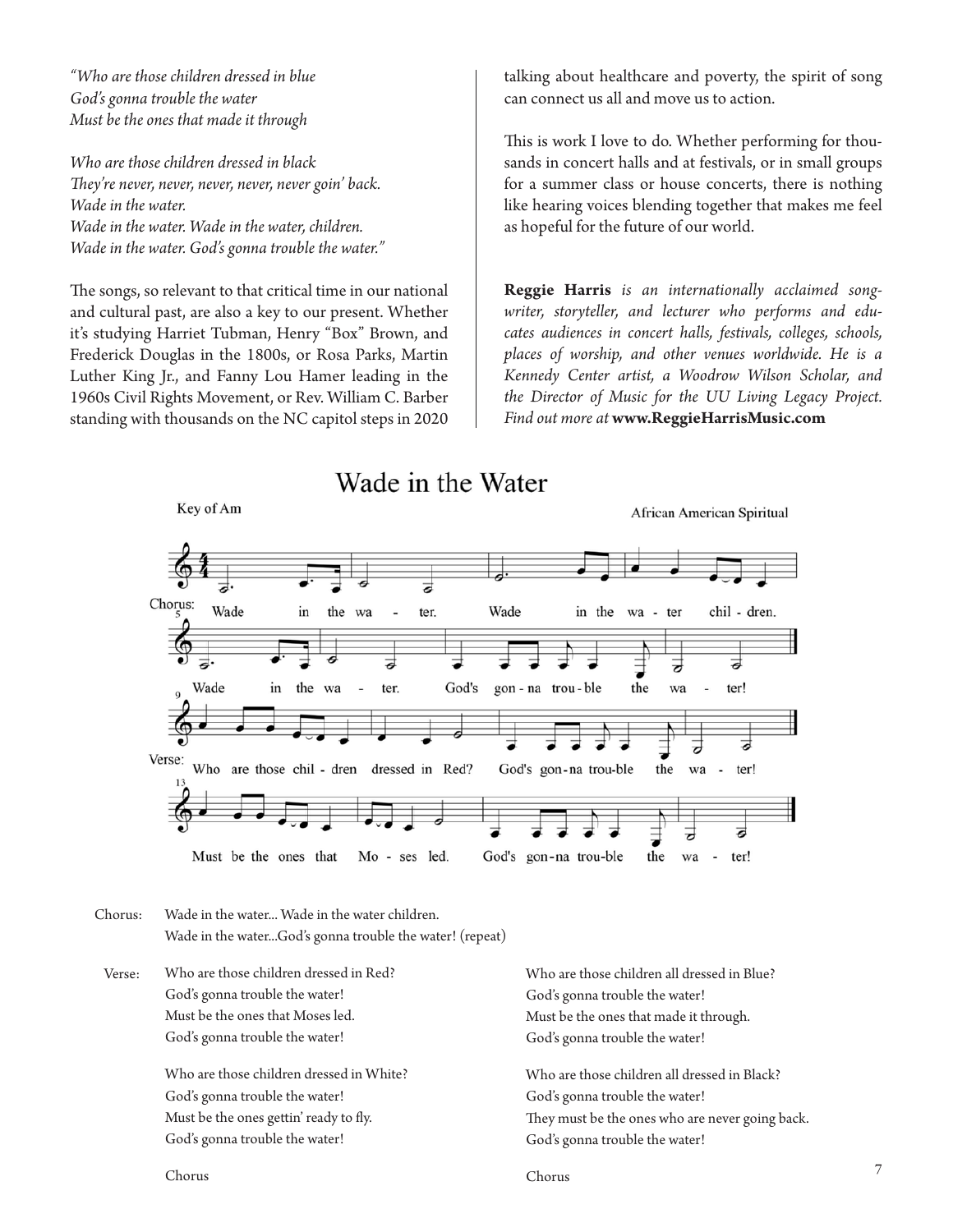*"Who are those children dressed in blue*
*God's gonna trouble the water*
*Must be the ones that made it through*

*Who are those children dressed in black*
*They're never, never, never, never, never goin' back.*
*Wade in the water.*
*Wade in the water. Wade in the water, children.*
*Wade in the water. God's gonna trouble the water."*

The songs, so relevant to that critical time in our national and cultural past, are also a key to our present. Whether it's studying Harriet Tubman, Henry "Box" Brown, and Frederick Douglas in the 1800s, or Rosa Parks, Martin Luther King Jr., and Fanny Lou Hamer leading in the 1960s Civil Rights Movement, or Rev. William C. Barber standing with thousands on the NC capitol steps in 2020 talking about healthcare and poverty, the spirit of song can connect us all and move us to action.

This is work I love to do. Whether performing for thousands in concert halls and at festivals, or in small groups for a summer class or house concerts, there is nothing like hearing voices blending together that makes me feel as hopeful for the future of our world.

**Reggie Harris** *is an internationally acclaimed songwriter, storyteller, and lecturer who performs and educates audiences in concert halls, festivals, colleges, schools, places of worship, and other venues worldwide. He is a Kennedy Center artist, a Woodrow Wilson Scholar, and the Director of Music for the UU Living Legacy Project. Find out more at* **www.ReggieHarrisMusic.com**

## Wade in the Water

Key of Am

African American Spiritual

Chorus: Wade in the wa - ter. Wade in the wa - ter chil - dren.
Wade in the wa - ter. God's gon - na trou - ble the wa - ter!

Verse: Who are those chil - dren dressed in Red? God's gon - na trou - ble the wa - ter!
Must be the ones that Mo - ses led. God's gon - na trou - ble the wa - ter!

Chorus: Wade in the water... Wade in the water children.
Wade in the water...God's gonna trouble the water! (repeat)

Verse: Who are those children dressed in Red?
God's gonna trouble the water!
Must be the ones that Moses led.
God's gonna trouble the water!

Who are those children dressed in White?
God's gonna trouble the water!
Must be the ones gettin' ready to fly.
God's gonna trouble the water!

Chorus

Who are those children all dressed in Blue?
God's gonna trouble the water!
Must be the ones that made it through.
God's gonna trouble the water!

Who are those children all dressed in Black?
God's gonna trouble the water!
They must be the ones who are never going back.
God's gonna trouble the water!

Chorus